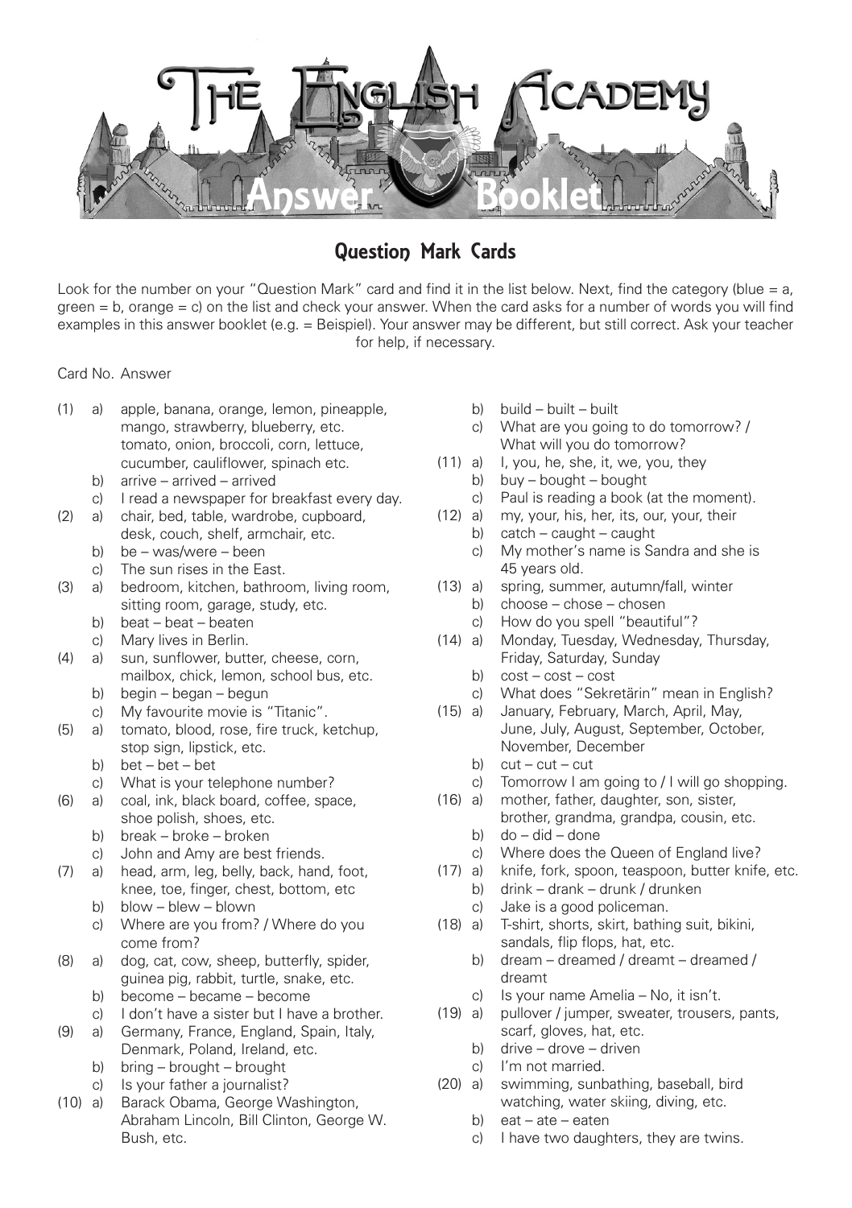# The English Academy

## Answer Booklet

### Question Mark Cards

Look for the number on your "Question Mark" card and find it in the list below. Next, find the category (blue = a, green = b, orange = c) on the list and check your answer. When the card asks for a number of words you will find examples in this answer booklet (e.g. = Beispiel). Your answer may be different, but still correct. Ask your teacher for help, if necessary.

Card No. Answer

(1)
- a) apple, banana, orange, lemon, pineapple, mango, strawberry, blueberry, etc. tomato, onion, broccoli, corn, lettuce, cucumber, cauliflower, spinach etc.
- b) arrive – arrived – arrived
- c) I read a newspaper for breakfast every day.

(2)
- a) chair, bed, table, wardrobe, cupboard, desk, couch, shelf, armchair, etc.
- b) be – was/were – been
- c) The sun rises in the East.

(3)
- a) bedroom, kitchen, bathroom, living room, sitting room, garage, study, etc.
- b) beat – beat – beaten
- c) Mary lives in Berlin.

(4)
- a) sun, sunflower, butter, cheese, corn, mailbox, chick, lemon, school bus, etc.
- b) begin – began – begun
- c) My favourite movie is "Titanic".

(5)
- a) tomato, blood, rose, fire truck, ketchup, stop sign, lipstick, etc.
- b) bet – bet – bet
- c) What is your telephone number?

(6)
- a) coal, ink, black board, coffee, space, shoe polish, shoes, etc.
- b) break – broke – broken
- c) John and Amy are best friends.

(7)
- a) head, arm, leg, belly, back, hand, foot, knee, toe, finger, chest, bottom, etc
- b) blow – blew – blown
- c) Where are you from? / Where do you come from?

(8)
- a) dog, cat, cow, sheep, butterfly, spider, guinea pig, rabbit, turtle, snake, etc.
- b) become – became – become
- c) I don't have a sister but I have a brother.

(9)
- a) Germany, France, England, Spain, Italy, Denmark, Poland, Ireland, etc.
- b) bring – brought – brought
- c) Is your father a journalist?

(10)
- a) Barack Obama, George Washington, Abraham Lincoln, Bill Clinton, George W. Bush, etc.
- b) build – built – built
- c) What are you going to do tomorrow? / What will you do tomorrow?

(11)
- a) I, you, he, she, it, we, you, they
- b) buy – bought – bought
- c) Paul is reading a book (at the moment).

(12)
- a) my, your, his, her, its, our, your, their
- b) catch – caught – caught
- c) My mother's name is Sandra and she is 45 years old.

(13)
- a) spring, summer, autumn/fall, winter
- b) choose – chose – chosen
- c) How do you spell "beautiful"?

(14)
- a) Monday, Tuesday, Wednesday, Thursday, Friday, Saturday, Sunday
- b) cost – cost – cost
- c) What does "Sekretärin" mean in English?

(15)
- a) January, February, March, April, May, June, July, August, September, October, November, December
- b) cut – cut – cut
- c) Tomorrow I am going to / I will go shopping.

(16)
- a) mother, father, daughter, son, sister, brother, grandma, grandpa, cousin, etc.
- b) do – did – done
- c) Where does the Queen of England live?

(17)
- a) knife, fork, spoon, teaspoon, butter knife, etc.
- b) drink – drank – drunk / drunken
- c) Jake is a good policeman.

(18)
- a) T-shirt, shorts, skirt, bathing suit, bikini, sandals, flip flops, hat, etc.
- b) dream – dreamed / dreamt – dreamed / dreamt
- c) Is your name Amelia – No, it isn't.

(19)
- a) pullover / jumper, sweater, trousers, pants, scarf, gloves, hat, etc.
- b) drive – drove – driven
- c) I'm not married.

(20)
- a) swimming, sunbathing, baseball, bird watching, water skiing, diving, etc.
- b) eat – ate – eaten
- c) I have two daughters, they are twins.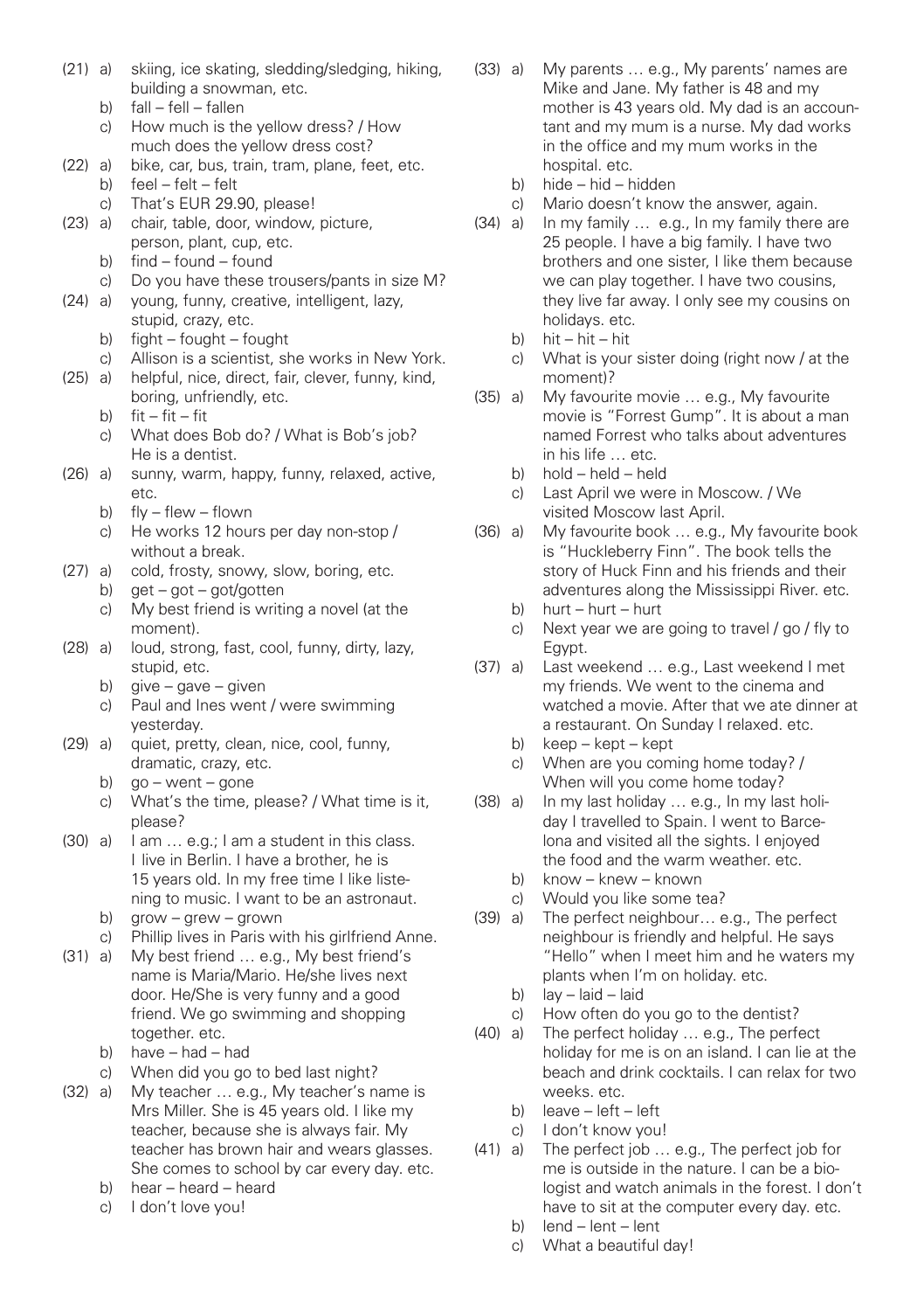(21) a) skiing, ice skating, sledding/sledging, hiking, building a snowman, etc.
b) fall – fell – fallen
c) How much is the yellow dress? / How much does the yellow dress cost?

(22) a) bike, car, bus, train, tram, plane, feet, etc.
b) feel – felt – felt
c) That's EUR 29.90, please!

(23) a) chair, table, door, window, picture, person, plant, cup, etc.
b) find – found – found
c) Do you have these trousers/pants in size M?

(24) a) young, funny, creative, intelligent, lazy, stupid, crazy, etc.
b) fight – fought – fought
c) Allison is a scientist, she works in New York.

(25) a) helpful, nice, direct, fair, clever, funny, kind, boring, unfriendly, etc.
b) fit – fit – fit
c) What does Bob do? / What is Bob's job? He is a dentist.

(26) a) sunny, warm, happy, funny, relaxed, active, etc.
b) fly – flew – flown
c) He works 12 hours per day non-stop / without a break.

(27) a) cold, frosty, snowy, slow, boring, etc.
b) get – got – got/gotten
c) My best friend is writing a novel (at the moment).

(28) a) loud, strong, fast, cool, funny, dirty, lazy, stupid, etc.
b) give – gave – given
c) Paul and Ines went / were swimming yesterday.

(29) a) quiet, pretty, clean, nice, cool, funny, dramatic, crazy, etc.
b) go – went – gone
c) What's the time, please? / What time is it, please?

(30) a) I am … e.g.; I am a student in this class. I live in Berlin. I have a brother, he is 15 years old. In my free time I like listening to music. I want to be an astronaut.
b) grow – grew – grown
c) Phillip lives in Paris with his girlfriend Anne.

(31) a) My best friend … e.g., My best friend's name is Maria/Mario. He/she lives next door. He/She is very funny and a good friend. We go swimming and shopping together. etc.
b) have – had – had
c) When did you go to bed last night?

(32) a) My teacher … e.g., My teacher's name is Mrs Miller. She is 45 years old. I like my teacher, because she is always fair. My teacher has brown hair and wears glasses. She comes to school by car every day. etc.
b) hear – heard – heard
c) I don't love you!

(33) a) My parents … e.g., My parents' names are Mike and Jane. My father is 48 and my mother is 43 years old. My dad is an accountant and my mum is a nurse. My dad works in the office and my mum works in the hospital. etc.
b) hide – hid – hidden
c) Mario doesn't know the answer, again.

(34) a) In my family … e.g., In my family there are 25 people. I have a big family. I have two brothers and one sister, I like them because we can play together. I have two cousins, they live far away. I only see my cousins on holidays. etc.
b) hit – hit – hit
c) What is your sister doing (right now / at the moment)?

(35) a) My favourite movie … e.g., My favourite movie is "Forrest Gump". It is about a man named Forrest who talks about adventures in his life … etc.
b) hold – held – held
c) Last April we were in Moscow. / We visited Moscow last April.

(36) a) My favourite book … e.g., My favourite book is "Huckleberry Finn". The book tells the story of Huck Finn and his friends and their adventures along the Mississippi River. etc.
b) hurt – hurt – hurt
c) Next year we are going to travel / go / fly to Egypt.

(37) a) Last weekend … e.g., Last weekend I met my friends. We went to the cinema and watched a movie. After that we ate dinner at a restaurant. On Sunday I relaxed. etc.
b) keep – kept – kept
c) When are you coming home today? / When will you come home today?

(38) a) In my last holiday … e.g., In my last holiday I travelled to Spain. I went to Barcelona and visited all the sights. I enjoyed the food and the warm weather. etc.
b) know – knew – known
c) Would you like some tea?

(39) a) The perfect neighbour… e.g., The perfect neighbour is friendly and helpful. He says "Hello" when I meet him and he waters my plants when I'm on holiday. etc.
b) lay – laid – laid
c) How often do you go to the dentist?

(40) a) The perfect holiday … e.g., The perfect holiday for me is on an island. I can lie at the beach and drink cocktails. I can relax for two weeks. etc.
b) leave – left – left
c) I don't know you!

(41) a) The perfect job … e.g., The perfect job for me is outside in the nature. I can be a biologist and watch animals in the forest. I don't have to sit at the computer every day. etc.
b) lend – lent – lent
c) What a beautiful day!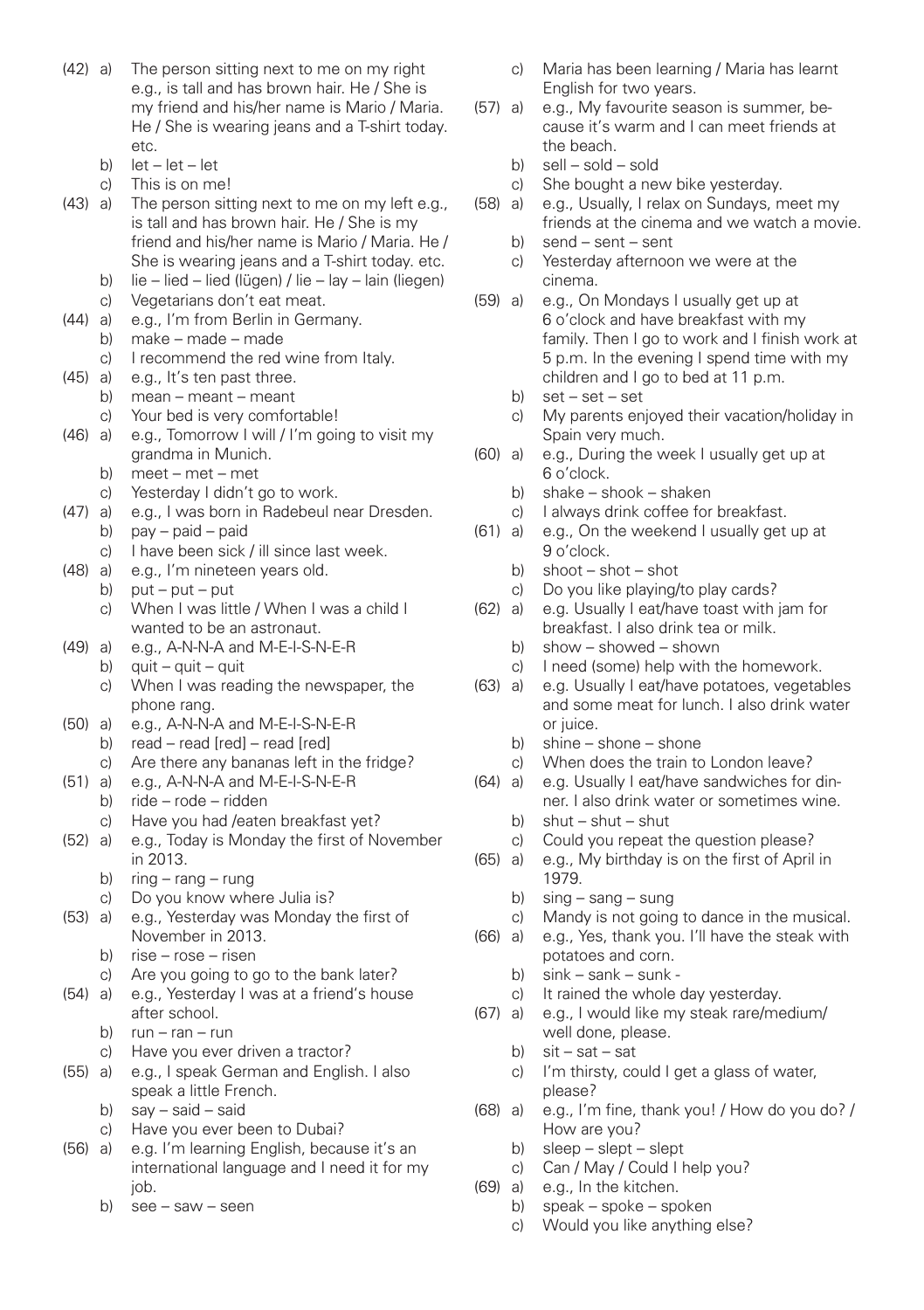(42) a) The person sitting next to me on my right e.g., is tall and has brown hair. He / She is my friend and his/her name is Mario / Maria. He / She is wearing jeans and a T-shirt today. etc.
b) let – let – let
c) This is on me!

(43) a) The person sitting next to me on my left e.g., is tall and has brown hair. He / She is my friend and his/her name is Mario / Maria. He / She is wearing jeans and a T-shirt today. etc.
b) lie – lied – lied (lügen) / lie – lay – lain (liegen)
c) Vegetarians don't eat meat.

(44) a) e.g., I'm from Berlin in Germany.
b) make – made – made
c) I recommend the red wine from Italy.

(45) a) e.g., It's ten past three.
b) mean – meant – meant
c) Your bed is very comfortable!

(46) a) e.g., Tomorrow I will / I'm going to visit my grandma in Munich.
b) meet – met – met
c) Yesterday I didn't go to work.

(47) a) e.g., I was born in Radebeul near Dresden.
b) pay – paid – paid
c) I have been sick / ill since last week.

(48) a) e.g., I'm nineteen years old.
b) put – put – put
c) When I was little / When I was a child I wanted to be an astronaut.

(49) a) e.g., A-N-N-A and M-E-I-S-N-E-R
b) quit – quit – quit
c) When I was reading the newspaper, the phone rang.

(50) a) e.g., A-N-N-A and M-E-I-S-N-E-R
b) read – read [red] – read [red]
c) Are there any bananas left in the fridge?

(51) a) e.g., A-N-N-A and M-E-I-S-N-E-R
b) ride – rode – ridden
c) Have you had /eaten breakfast yet?

(52) a) e.g., Today is Monday the first of November in 2013.
b) ring – rang – rung
c) Do you know where Julia is?

(53) a) e.g., Yesterday was Monday the first of November in 2013.
b) rise – rose – risen
c) Are you going to go to the bank later?

(54) a) e.g., Yesterday I was at a friend's house after school.
b) run – ran – run
c) Have you ever driven a tractor?

(55) a) e.g., I speak German and English. I also speak a little French.
b) say – said – said
c) Have you ever been to Dubai?

(56) a) e.g. I'm learning English, because it's an international language and I need it for my job.
b) see – saw – seen
c) Maria has been learning / Maria has learnt English for two years.

(57) a) e.g., My favourite season is summer, because it's warm and I can meet friends at the beach.
b) sell – sold – sold
c) She bought a new bike yesterday.

(58) a) e.g., Usually, I relax on Sundays, meet my friends at the cinema and we watch a movie.
b) send – sent – sent
c) Yesterday afternoon we were at the cinema.

(59) a) e.g., On Mondays I usually get up at 6 o'clock and have breakfast with my family. Then I go to work and I finish work at 5 p.m. In the evening I spend time with my children and I go to bed at 11 p.m.
b) set – set – set
c) My parents enjoyed their vacation/holiday in Spain very much.

(60) a) e.g., During the week I usually get up at 6 o'clock.
b) shake – shook – shaken
c) I always drink coffee for breakfast.

(61) a) e.g., On the weekend I usually get up at 9 o'clock.
b) shoot – shot – shot
c) Do you like playing/to play cards?

(62) a) e.g. Usually I eat/have toast with jam for breakfast. I also drink tea or milk.
b) show – showed – shown
c) I need (some) help with the homework.

(63) a) e.g. Usually I eat/have potatoes, vegetables and some meat for lunch. I also drink water or juice.
b) shine – shone – shone
c) When does the train to London leave?

(64) a) e.g. Usually I eat/have sandwiches for dinner. I also drink water or sometimes wine.
b) shut – shut – shut
c) Could you repeat the question please?

(65) a) e.g., My birthday is on the first of April in 1979.
b) sing – sang – sung
c) Mandy is not going to dance in the musical.

(66) a) e.g., Yes, thank you. I'll have the steak with potatoes and corn.
b) sink – sank – sunk -
c) It rained the whole day yesterday.

(67) a) e.g., I would like my steak rare/medium/ well done, please.
b) sit – sat – sat
c) I'm thirsty, could I get a glass of water, please?

(68) a) e.g., I'm fine, thank you! / How do you do? / How are you?
b) sleep – slept – slept
c) Can / May / Could I help you?

(69) a) e.g., In the kitchen.
b) speak – spoke – spoken
c) Would you like anything else?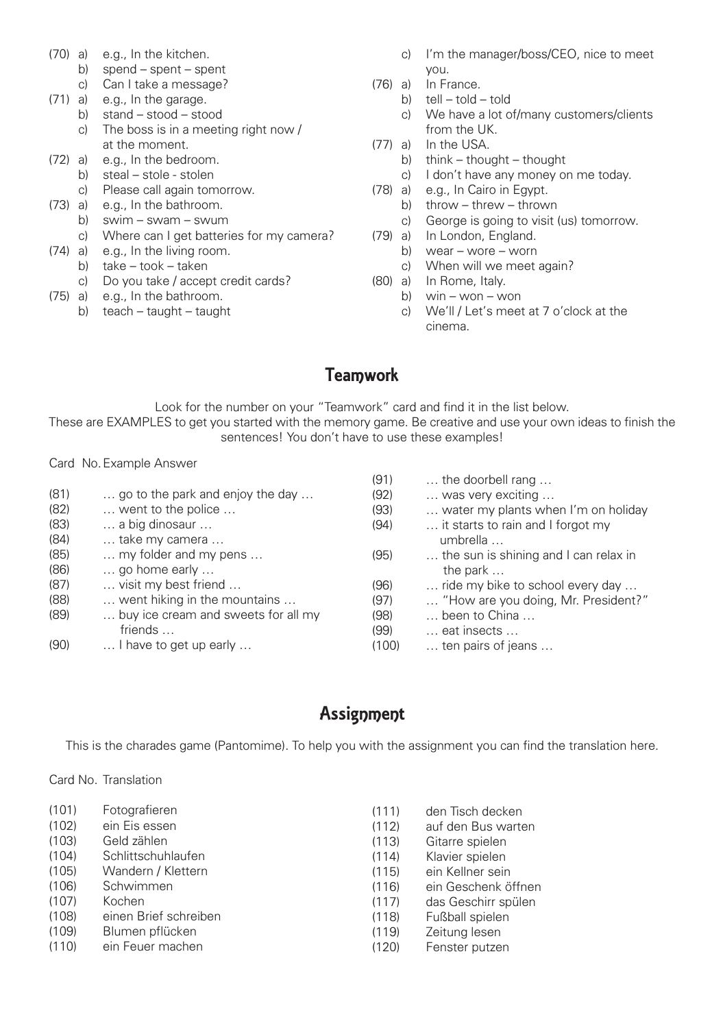(70) a) e.g., In the kitchen.
b) spend – spent – spent
c) Can I take a message?

(71) a) e.g., In the garage.
b) stand – stood – stood
c) The boss is in a meeting right now / at the moment.

(72) a) e.g., In the bedroom.
b) steal – stole - stolen
c) Please call again tomorrow.

(73) a) e.g., In the bathroom.
b) swim – swam – swum
c) Where can I get batteries for my camera?

(74) a) e.g., In the living room.
b) take – took – taken
c) Do you take / accept credit cards?

(75) a) e.g., In the bathroom.
b) teach – taught – taught
c) I'm the manager/boss/CEO, nice to meet you.

(76) a) In France.
b) tell – told – told
c) We have a lot of/many customers/clients from the UK.

(77) a) In the USA.
b) think – thought – thought
c) I don't have any money on me today.

(78) a) e.g., In Cairo in Egypt.
b) throw – threw – thrown
c) George is going to visit (us) tomorrow.

(79) a) In London, England.
b) wear – wore – worn
c) When will we meet again?

(80) a) In Rome, Italy.
b) win – won – won
c) We'll / Let's meet at 7 o'clock at the cinema.

## Teamwork

Look for the number on your "Teamwork" card and find it in the list below.
These are EXAMPLES to get you started with the memory game. Be creative and use your own ideas to finish the sentences! You don't have to use these examples!

| Card No. | Example Answer |
|---|---|
| (81) | … go to the park and enjoy the day … |
| (82) | … went to the police … |
| (83) | … a big dinosaur … |
| (84) | … take my camera … |
| (85) | … my folder and my pens … |
| (86) | … go home early … |
| (87) | … visit my best friend … |
| (88) | … went hiking in the mountains … |
| (89) | … buy ice cream and sweets for all my friends … |
| (90) | … I have to get up early … |
| (91) | … the doorbell rang … |
| (92) | … was very exciting … |
| (93) | … water my plants when I'm on holiday |
| (94) | … it starts to rain and I forgot my umbrella … |
| (95) | … the sun is shining and I can relax in the park … |
| (96) | … ride my bike to school every day … |
| (97) | … "How are you doing, Mr. President?" |
| (98) | … been to China … |
| (99) | … eat insects … |
| (100) | … ten pairs of jeans … |

## Assignment

This is the charades game (Pantomime). To help you with the assignment you can find the translation here.

| Card No. | Translation |
|---|---|
| (101) | Fotografieren |
| (102) | ein Eis essen |
| (103) | Geld zählen |
| (104) | Schlittschuhlaufen |
| (105) | Wandern / Klettern |
| (106) | Schwimmen |
| (107) | Kochen |
| (108) | einen Brief schreiben |
| (109) | Blumen pflücken |
| (110) | ein Feuer machen |
| (111) | den Tisch decken |
| (112) | auf den Bus warten |
| (113) | Gitarre spielen |
| (114) | Klavier spielen |
| (115) | ein Kellner sein |
| (116) | ein Geschenk öffnen |
| (117) | das Geschirr spülen |
| (118) | Fußball spielen |
| (119) | Zeitung lesen |
| (120) | Fenster putzen |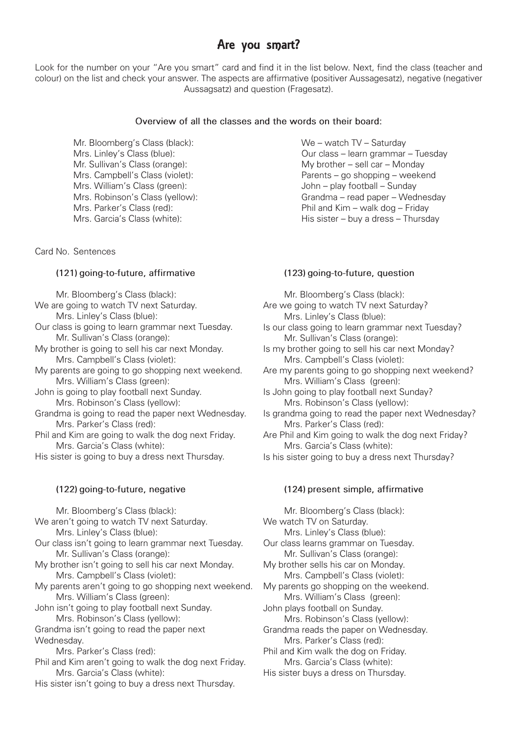# Are you smart?

Look for the number on your "Are you smart" card and find it in the list below. Next, find the class (teacher and colour) on the list and check your answer. The aspects are affirmative (positiver Aussagesatz), negative (negativer Aussagsatz) and question (Fragesatz).

Overview of all the classes and the words on their board:

| | |
|---|---|
| Mr. Bloomberg's Class (black): | We – watch TV – Saturday |
| Mrs. Linley's Class (blue): | Our class – learn grammar – Tuesday |
| Mr. Sullivan's Class (orange): | My brother – sell car – Monday |
| Mrs. Campbell's Class (violet): | Parents – go shopping – weekend |
| Mrs. William's Class (green): | John – play football – Sunday |
| Mrs. Robinson's Class (yellow): | Grandma – read paper – Wednesday |
| Mrs. Parker's Class (red): | Phil and Kim – walk dog – Friday |
| Mrs. Garcia's Class (white): | His sister – buy a dress – Thursday |

Card No. Sentences

### (121) going-to-future, affirmative

Mr. Bloomberg's Class (black):
We are going to watch TV next Saturday.
Mrs. Linley's Class (blue):
Our class is going to learn grammar next Tuesday.
Mr. Sullivan's Class (orange):
My brother is going to sell his car next Monday.
Mrs. Campbell's Class (violet):
My parents are going to go shopping next weekend.
Mrs. William's Class (green):
John is going to play football next Sunday.
Mrs. Robinson's Class (yellow):
Grandma is going to read the paper next Wednesday.
Mrs. Parker's Class (red):
Phil and Kim are going to walk the dog next Friday.
Mrs. Garcia's Class (white):
His sister is going to buy a dress next Thursday.

### (122) going-to-future, negative

Mr. Bloomberg's Class (black):
We aren't going to watch TV next Saturday.
Mrs. Linley's Class (blue):
Our class isn't going to learn grammar next Tuesday.
Mr. Sullivan's Class (orange):
My brother isn't going to sell his car next Monday.
Mrs. Campbell's Class (violet):
My parents aren't going to go shopping next weekend.
Mrs. William's Class (green):
John isn't going to play football next Sunday.
Mrs. Robinson's Class (yellow):
Grandma isn't going to read the paper next Wednesday.
Mrs. Parker's Class (red):
Phil and Kim aren't going to walk the dog next Friday.
Mrs. Garcia's Class (white):
His sister isn't going to buy a dress next Thursday.

### (123) going-to-future, question

Mr. Bloomberg's Class (black):
Are we going to watch TV next Saturday?
Mrs. Linley's Class (blue):
Is our class going to learn grammar next Tuesday?
Mr. Sullivan's Class (orange):
Is my brother going to sell his car next Monday?
Mrs. Campbell's Class (violet):
Are my parents going to go shopping next weekend?
Mrs. William's Class (green):
Is John going to play football next Sunday?
Mrs. Robinson's Class (yellow):
Is grandma going to read the paper next Wednesday?
Mrs. Parker's Class (red):
Are Phil and Kim going to walk the dog next Friday?
Mrs. Garcia's Class (white):
Is his sister going to buy a dress next Thursday?

### (124) present simple, affirmative

Mr. Bloomberg's Class (black):
We watch TV on Saturday.
Mrs. Linley's Class (blue):
Our class learns grammar on Tuesday.
Mr. Sullivan's Class (orange):
My brother sells his car on Monday.
Mrs. Campbell's Class (violet):
My parents go shopping on the weekend.
Mrs. William's Class (green):
John plays football on Sunday.
Mrs. Robinson's Class (yellow):
Grandma reads the paper on Wednesday.
Mrs. Parker's Class (red):
Phil and Kim walk the dog on Friday.
Mrs. Garcia's Class (white):
His sister buys a dress on Thursday.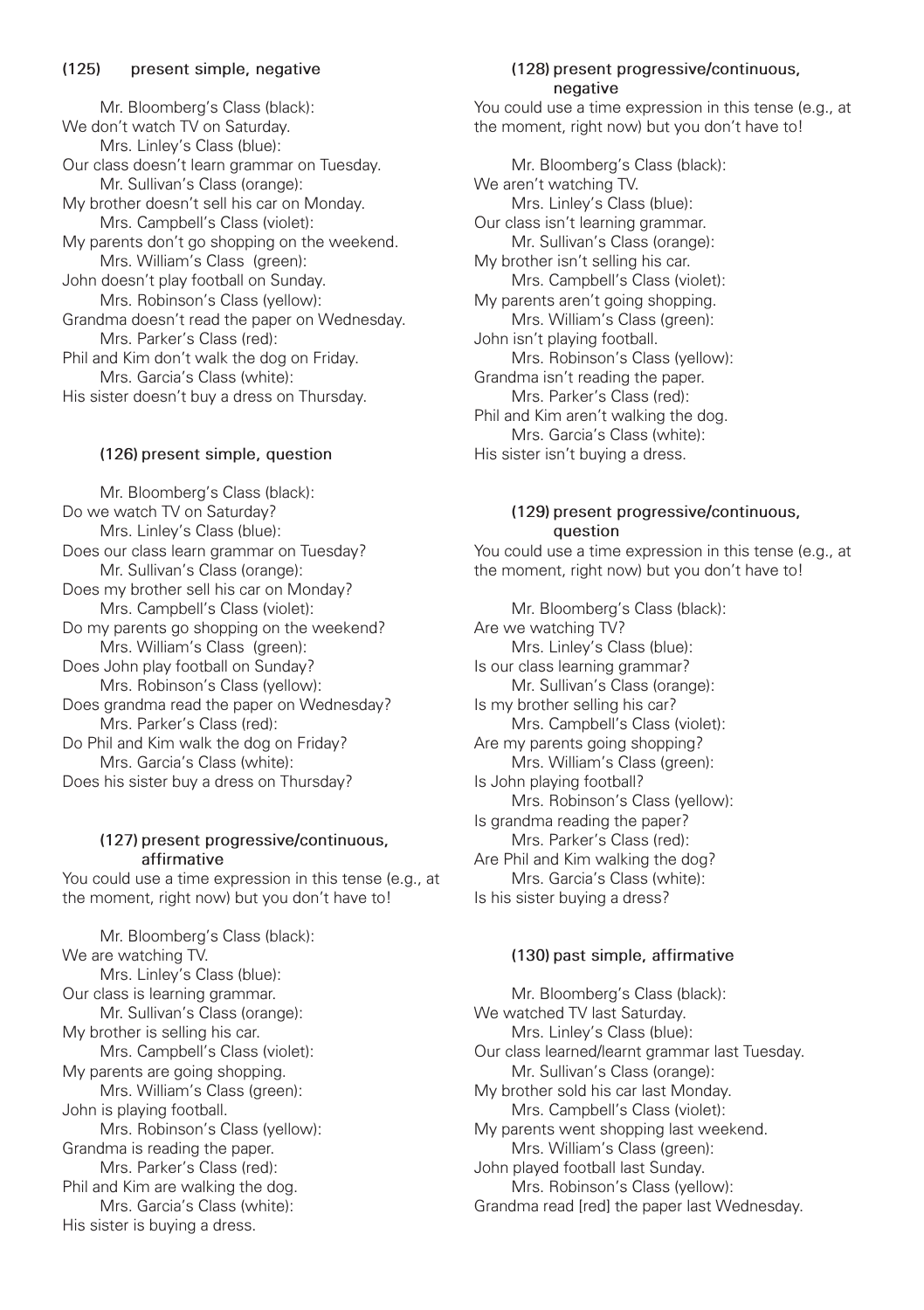### (125) present simple, negative

Mr. Bloomberg's Class (black):
We don't watch TV on Saturday.
Mrs. Linley's Class (blue):
Our class doesn't learn grammar on Tuesday.
Mr. Sullivan's Class (orange):
My brother doesn't sell his car on Monday.
Mrs. Campbell's Class (violet):
My parents don't go shopping on the weekend.
Mrs. William's Class (green):
John doesn't play football on Sunday.
Mrs. Robinson's Class (yellow):
Grandma doesn't read the paper on Wednesday.
Mrs. Parker's Class (red):
Phil and Kim don't walk the dog on Friday.
Mrs. Garcia's Class (white):
His sister doesn't buy a dress on Thursday.

### (126) present simple, question

Mr. Bloomberg's Class (black):
Do we watch TV on Saturday?
Mrs. Linley's Class (blue):
Does our class learn grammar on Tuesday?
Mr. Sullivan's Class (orange):
Does my brother sell his car on Monday?
Mrs. Campbell's Class (violet):
Do my parents go shopping on the weekend?
Mrs. William's Class (green):
Does John play football on Sunday?
Mrs. Robinson's Class (yellow):
Does grandma read the paper on Wednesday?
Mrs. Parker's Class (red):
Do Phil and Kim walk the dog on Friday?
Mrs. Garcia's Class (white):
Does his sister buy a dress on Thursday?

### (127) present progressive/continuous, affirmative

You could use a time expression in this tense (e.g., at the moment, right now) but you don't have to!

Mr. Bloomberg's Class (black):
We are watching TV.
Mrs. Linley's Class (blue):
Our class is learning grammar.
Mr. Sullivan's Class (orange):
My brother is selling his car.
Mrs. Campbell's Class (violet):
My parents are going shopping.
Mrs. William's Class (green):
John is playing football.
Mrs. Robinson's Class (yellow):
Grandma is reading the paper.
Mrs. Parker's Class (red):
Phil and Kim are walking the dog.
Mrs. Garcia's Class (white):
His sister is buying a dress.

### (128) present progressive/continuous, negative

You could use a time expression in this tense (e.g., at the moment, right now) but you don't have to!

Mr. Bloomberg's Class (black):
We aren't watching TV.
Mrs. Linley's Class (blue):
Our class isn't learning grammar.
Mr. Sullivan's Class (orange):
My brother isn't selling his car.
Mrs. Campbell's Class (violet):
My parents aren't going shopping.
Mrs. William's Class (green):
John isn't playing football.
Mrs. Robinson's Class (yellow):
Grandma isn't reading the paper.
Mrs. Parker's Class (red):
Phil and Kim aren't walking the dog.
Mrs. Garcia's Class (white):
His sister isn't buying a dress.

### (129) present progressive/continuous, question

You could use a time expression in this tense (e.g., at the moment, right now) but you don't have to!

Mr. Bloomberg's Class (black):
Are we watching TV?
Mrs. Linley's Class (blue):
Is our class learning grammar?
Mr. Sullivan's Class (orange):
Is my brother selling his car?
Mrs. Campbell's Class (violet):
Are my parents going shopping?
Mrs. William's Class (green):
Is John playing football?
Mrs. Robinson's Class (yellow):
Is grandma reading the paper?
Mrs. Parker's Class (red):
Are Phil and Kim walking the dog?
Mrs. Garcia's Class (white):
Is his sister buying a dress?

### (130) past simple, affirmative

Mr. Bloomberg's Class (black):
We watched TV last Saturday.
Mrs. Linley's Class (blue):
Our class learned/learnt grammar last Tuesday.
Mr. Sullivan's Class (orange):
My brother sold his car last Monday.
Mrs. Campbell's Class (violet):
My parents went shopping last weekend.
Mrs. William's Class (green):
John played football last Sunday.
Mrs. Robinson's Class (yellow):
Grandma read [red] the paper last Wednesday.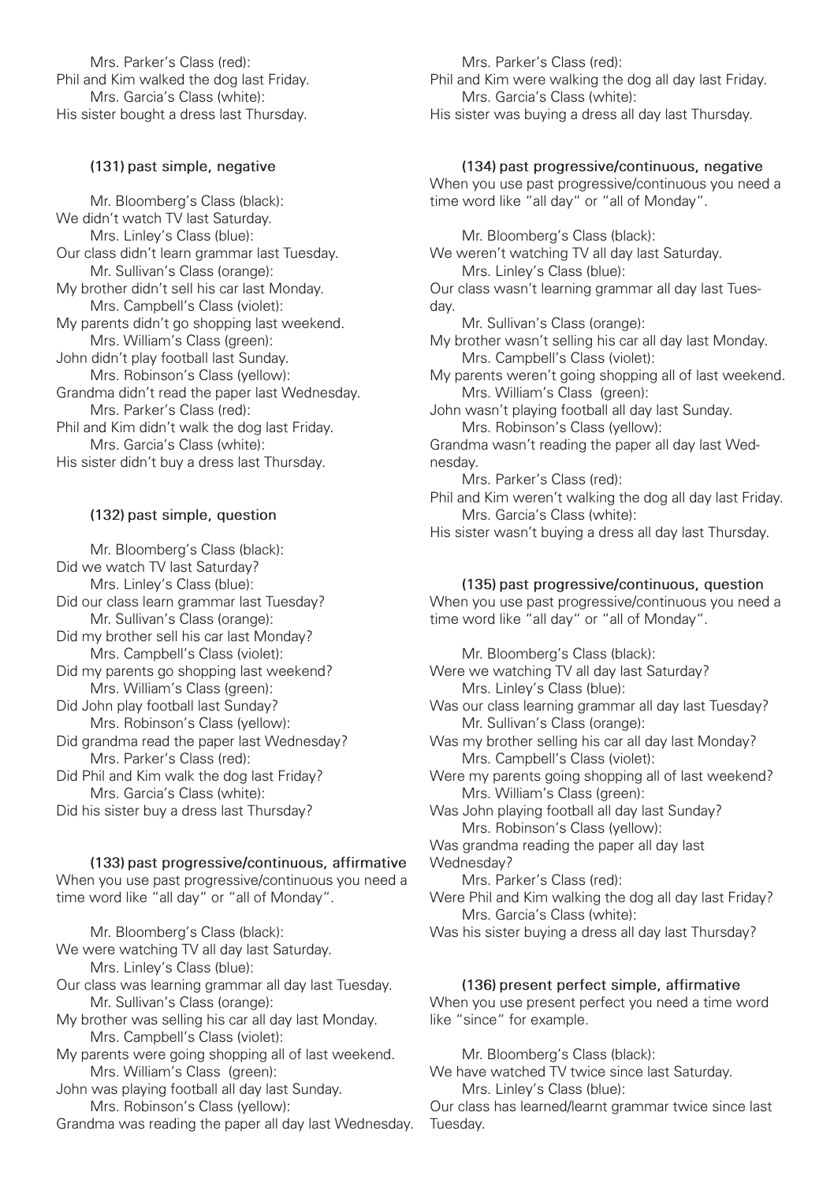Mrs. Parker's Class (red):
Phil and Kim walked the dog last Friday.
Mrs. Garcia's Class (white):
His sister bought a dress last Thursday.

### (131) past simple, negative

Mr. Bloomberg's Class (black):
We didn't watch TV last Saturday.
Mrs. Linley's Class (blue):
Our class didn't learn grammar last Tuesday.
Mr. Sullivan's Class (orange):
My brother didn't sell his car last Monday.
Mrs. Campbell's Class (violet):
My parents didn't go shopping last weekend.
Mrs. William's Class (green):
John didn't play football last Sunday.
Mrs. Robinson's Class (yellow):
Grandma didn't read the paper last Wednesday.
Mrs. Parker's Class (red):
Phil and Kim didn't walk the dog last Friday.
Mrs. Garcia's Class (white):
His sister didn't buy a dress last Thursday.

### (132) past simple, question

Mr. Bloomberg's Class (black):
Did we watch TV last Saturday?
Mrs. Linley's Class (blue):
Did our class learn grammar last Tuesday?
Mr. Sullivan's Class (orange):
Did my brother sell his car last Monday?
Mrs. Campbell's Class (violet):
Did my parents go shopping last weekend?
Mrs. William's Class (green):
Did John play football last Sunday?
Mrs. Robinson's Class (yellow):
Did grandma read the paper last Wednesday?
Mrs. Parker's Class (red):
Did Phil and Kim walk the dog last Friday?
Mrs. Garcia's Class (white):
Did his sister buy a dress last Thursday?

### (133) past progressive/continuous, affirmative

When you use past progressive/continuous you need a time word like "all day" or "all of Monday".

Mr. Bloomberg's Class (black):
We were watching TV all day last Saturday.
Mrs. Linley's Class (blue):
Our class was learning grammar all day last Tuesday.
Mr. Sullivan's Class (orange):
My brother was selling his car all day last Monday.
Mrs. Campbell's Class (violet):
My parents were going shopping all of last weekend.
Mrs. William's Class (green):
John was playing football all day last Sunday.
Mrs. Robinson's Class (yellow):
Grandma was reading the paper all day last Wednesday.
Mrs. Parker's Class (red):
Phil and Kim were walking the dog all day last Friday.
Mrs. Garcia's Class (white):
His sister was buying a dress all day last Thursday.

### (134) past progressive/continuous, negative

When you use past progressive/continuous you need a time word like "all day" or "all of Monday".

Mr. Bloomberg's Class (black):
We weren't watching TV all day last Saturday.
Mrs. Linley's Class (blue):
Our class wasn't learning grammar all day last Tuesday.
Mr. Sullivan's Class (orange):
My brother wasn't selling his car all day last Monday.
Mrs. Campbell's Class (violet):
My parents weren't going shopping all of last weekend.
Mrs. William's Class (green):
John wasn't playing football all day last Sunday.
Mrs. Robinson's Class (yellow):
Grandma wasn't reading the paper all day last Wednesday.
Mrs. Parker's Class (red):
Phil and Kim weren't walking the dog all day last Friday.
Mrs. Garcia's Class (white):
His sister wasn't buying a dress all day last Thursday.

### (135) past progressive/continuous, question

When you use past progressive/continuous you need a time word like "all day" or "all of Monday".

Mr. Bloomberg's Class (black):
Were we watching TV all day last Saturday?
Mrs. Linley's Class (blue):
Was our class learning grammar all day last Tuesday?
Mr. Sullivan's Class (orange):
Was my brother selling his car all day last Monday?
Mrs. Campbell's Class (violet):
Were my parents going shopping all of last weekend?
Mrs. William's Class (green):
Was John playing football all day last Sunday?
Mrs. Robinson's Class (yellow):
Was grandma reading the paper all day last Wednesday?
Mrs. Parker's Class (red):
Were Phil and Kim walking the dog all day last Friday?
Mrs. Garcia's Class (white):
Was his sister buying a dress all day last Thursday?

### (136) present perfect simple, affirmative

When you use present perfect you need a time word like "since" for example.

Mr. Bloomberg's Class (black):
We have watched TV twice since last Saturday.
Mrs. Linley's Class (blue):
Our class has learned/learnt grammar twice since last Tuesday.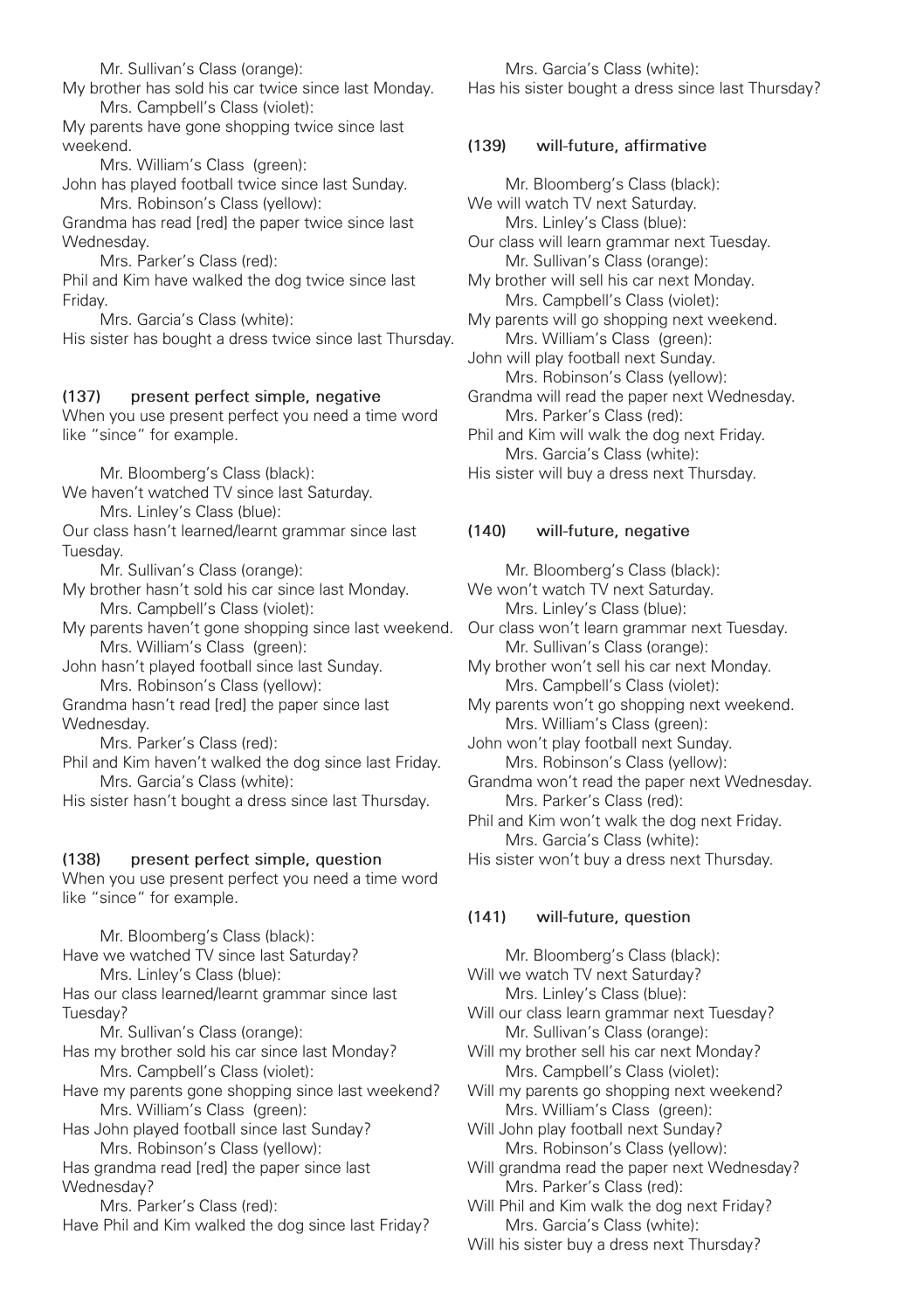Mr. Sullivan's Class (orange):
My brother has sold his car twice since last Monday.

Mrs. Campbell's Class (violet):
My parents have gone shopping twice since last weekend.

Mrs. William's Class (green):
John has played football twice since last Sunday.

Mrs. Robinson's Class (yellow):
Grandma has read [red] the paper twice since last Wednesday.

Mrs. Parker's Class (red):
Phil and Kim have walked the dog twice since last Friday.

Mrs. Garcia's Class (white):
His sister has bought a dress twice since last Thursday.

### (137) present perfect simple, negative

When you use present perfect you need a time word like "since" for example.

Mr. Bloomberg's Class (black):
We haven't watched TV since last Saturday.

Mrs. Linley's Class (blue):
Our class hasn't learned/learnt grammar since last Tuesday.

Mr. Sullivan's Class (orange):
My brother hasn't sold his car since last Monday.

Mrs. Campbell's Class (violet):
My parents haven't gone shopping since last weekend.

Mrs. William's Class (green):
John hasn't played football since last Sunday.

Mrs. Robinson's Class (yellow):
Grandma hasn't read [red] the paper since last Wednesday.

Mrs. Parker's Class (red):
Phil and Kim haven't walked the dog since last Friday.

Mrs. Garcia's Class (white):
His sister hasn't bought a dress since last Thursday.

### (138) present perfect simple, question

When you use present perfect you need a time word like "since" for example.

Mr. Bloomberg's Class (black):
Have we watched TV since last Saturday?

Mrs. Linley's Class (blue):
Has our class learned/learnt grammar since last Tuesday?

Mr. Sullivan's Class (orange):
Has my brother sold his car since last Monday?

Mrs. Campbell's Class (violet):
Have my parents gone shopping since last weekend?

Mrs. William's Class (green):
Has John played football since last Sunday?

Mrs. Robinson's Class (yellow):
Has grandma read [red] the paper since last Wednesday?

Mrs. Parker's Class (red):
Have Phil and Kim walked the dog since last Friday?

Mrs. Garcia's Class (white):
Has his sister bought a dress since last Thursday?

### (139) will-future, affirmative

Mr. Bloomberg's Class (black):
We will watch TV next Saturday.

Mrs. Linley's Class (blue):
Our class will learn grammar next Tuesday.

Mr. Sullivan's Class (orange):
My brother will sell his car next Monday.

Mrs. Campbell's Class (violet):
My parents will go shopping next weekend.

Mrs. William's Class (green):
John will play football next Sunday.

Mrs. Robinson's Class (yellow):
Grandma will read the paper next Wednesday.

Mrs. Parker's Class (red):
Phil and Kim will walk the dog next Friday.

Mrs. Garcia's Class (white):
His sister will buy a dress next Thursday.

### (140) will-future, negative

Mr. Bloomberg's Class (black):
We won't watch TV next Saturday.

Mrs. Linley's Class (blue):
Our class won't learn grammar next Tuesday.

Mr. Sullivan's Class (orange):
My brother won't sell his car next Monday.

Mrs. Campbell's Class (violet):
My parents won't go shopping next weekend.

Mrs. William's Class (green):
John won't play football next Sunday.

Mrs. Robinson's Class (yellow):
Grandma won't read the paper next Wednesday.

Mrs. Parker's Class (red):
Phil and Kim won't walk the dog next Friday.

Mrs. Garcia's Class (white):
His sister won't buy a dress next Thursday.

### (141) will-future, question

Mr. Bloomberg's Class (black):
Will we watch TV next Saturday?

Mrs. Linley's Class (blue):
Will our class learn grammar next Tuesday?

Mr. Sullivan's Class (orange):
Will my brother sell his car next Monday?

Mrs. Campbell's Class (violet):
Will my parents go shopping next weekend?

Mrs. William's Class (green):
Will John play football next Sunday?

Mrs. Robinson's Class (yellow):
Will grandma read the paper next Wednesday?

Mrs. Parker's Class (red):
Will Phil and Kim walk the dog next Friday?

Mrs. Garcia's Class (white):
Will his sister buy a dress next Thursday?